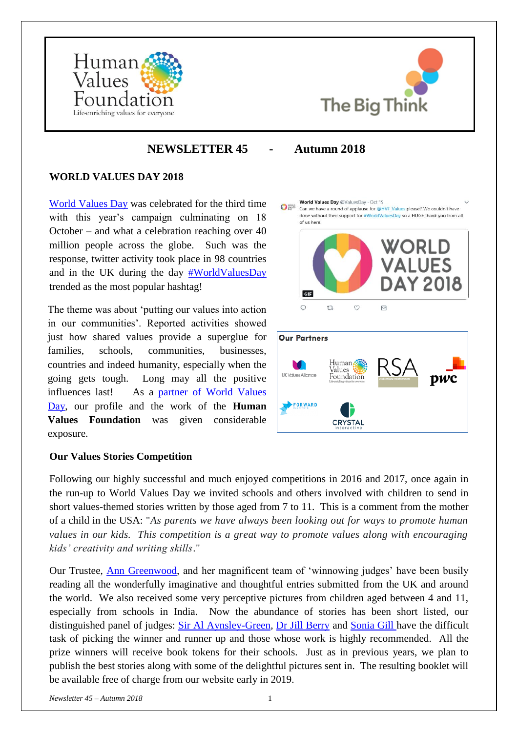Human Values Foundation
Life-enriching values for everyone

The Big Think

# NEWSLETTER 45 - Autumn 2018

## WORLD VALUES DAY 2018

World Values Day was celebrated for the third time with this year's campaign culminating on 18 October – and what a celebration reaching over 40 million people across the globe. Such was the response, twitter activity took place in 98 countries and in the UK during the day #WorldValuesDay trended as the most popular hashtag!

The theme was about 'putting our values into action in our communities'. Reported activities showed just how shared values provide a superglue for families, schools, communities, businesses, countries and indeed humanity, especially when the going gets tough. Long may all the positive influences last! As a partner of World Values Day, our profile and the work of the **Human Values Foundation** was given considerable exposure.

World Values Day @ValuesDay · Oct 19
Can we have a round of applause for @HVF_Values please? We couldn't have done without their support for #WorldValuesDay so a HUGE thank you from all of us here!

WORLD VALUES DAY 2018

**Our Partners**

UK Values Alliance, Human Values Foundation, RSA, pwc, Forward Institute, Crystal Interactive

### Our Values Stories Competition

Following our highly successful and much enjoyed competitions in 2016 and 2017, once again in the run-up to World Values Day we invited schools and others involved with children to send in short values-themed stories written by those aged from 7 to 11. This is a comment from the mother of a child in the USA: "*As parents we have always been looking out for ways to promote human values in our kids. This competition is a great way to promote values along with encouraging kids' creativity and writing skills*."

Our Trustee, Ann Greenwood, and her magnificent team of 'winnowing judges' have been busily reading all the wonderfully imaginative and thoughtful entries submitted from the UK and around the world. We also received some very perceptive pictures from children aged between 4 and 11, especially from schools in India. Now the abundance of stories has been short listed, our distinguished panel of judges: Sir Al Aynsley-Green, Dr Jill Berry and Sonia Gill have the difficult task of picking the winner and runner up and those whose work is highly recommended. All the prize winners will receive book tokens for their schools. Just as in previous years, we plan to publish the best stories along with some of the delightful pictures sent in. The resulting booklet will be available free of charge from our website early in 2019.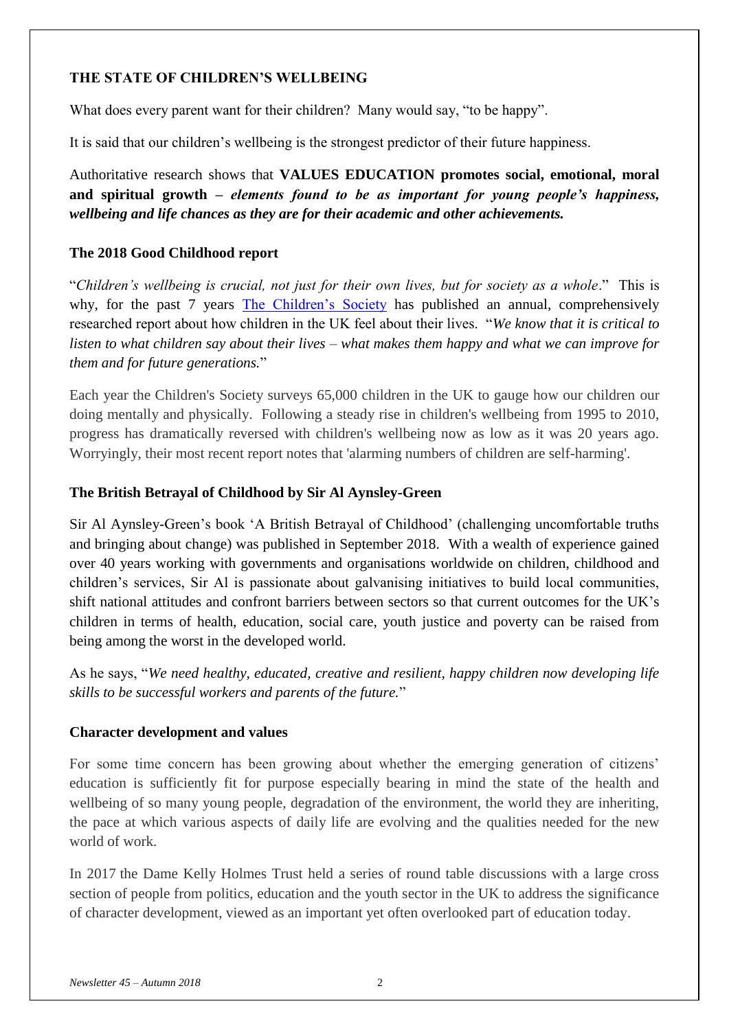## THE STATE OF CHILDREN'S WELLBEING

What does every parent want for their children? Many would say, "to be happy".

It is said that our children's wellbeing is the strongest predictor of their future happiness.

Authoritative research shows that **VALUES EDUCATION promotes social, emotional, moral and spiritual growth –** ***elements found to be as important for young people's happiness, wellbeing and life chances as they are for their academic and other achievements.***

### The 2018 Good Childhood report

"*Children's wellbeing is crucial, not just for their own lives, but for society as a whole*." This is why, for the past 7 years The Children's Society has published an annual, comprehensively researched report about how children in the UK feel about their lives. "*We know that it is critical to listen to what children say about their lives – what makes them happy and what we can improve for them and for future generations.*"

Each year the Children's Society surveys 65,000 children in the UK to gauge how our children our doing mentally and physically. Following a steady rise in children's wellbeing from 1995 to 2010, progress has dramatically reversed with children's wellbeing now as low as it was 20 years ago. Worryingly, their most recent report notes that 'alarming numbers of children are self-harming'.

### The British Betrayal of Childhood by Sir Al Aynsley-Green

Sir Al Aynsley-Green's book 'A British Betrayal of Childhood' (challenging uncomfortable truths and bringing about change) was published in September 2018. With a wealth of experience gained over 40 years working with governments and organisations worldwide on children, childhood and children's services, Sir Al is passionate about galvanising initiatives to build local communities, shift national attitudes and confront barriers between sectors so that current outcomes for the UK's children in terms of health, education, social care, youth justice and poverty can be raised from being among the worst in the developed world.

As he says, "*We need healthy, educated, creative and resilient, happy children now developing life skills to be successful workers and parents of the future.*"

### Character development and values

For some time concern has been growing about whether the emerging generation of citizens' education is sufficiently fit for purpose especially bearing in mind the state of the health and wellbeing of so many young people, degradation of the environment, the world they are inheriting, the pace at which various aspects of daily life are evolving and the qualities needed for the new world of work.

In 2017 the Dame Kelly Holmes Trust held a series of round table discussions with a large cross section of people from politics, education and the youth sector in the UK to address the significance of character development, viewed as an important yet often overlooked part of education today.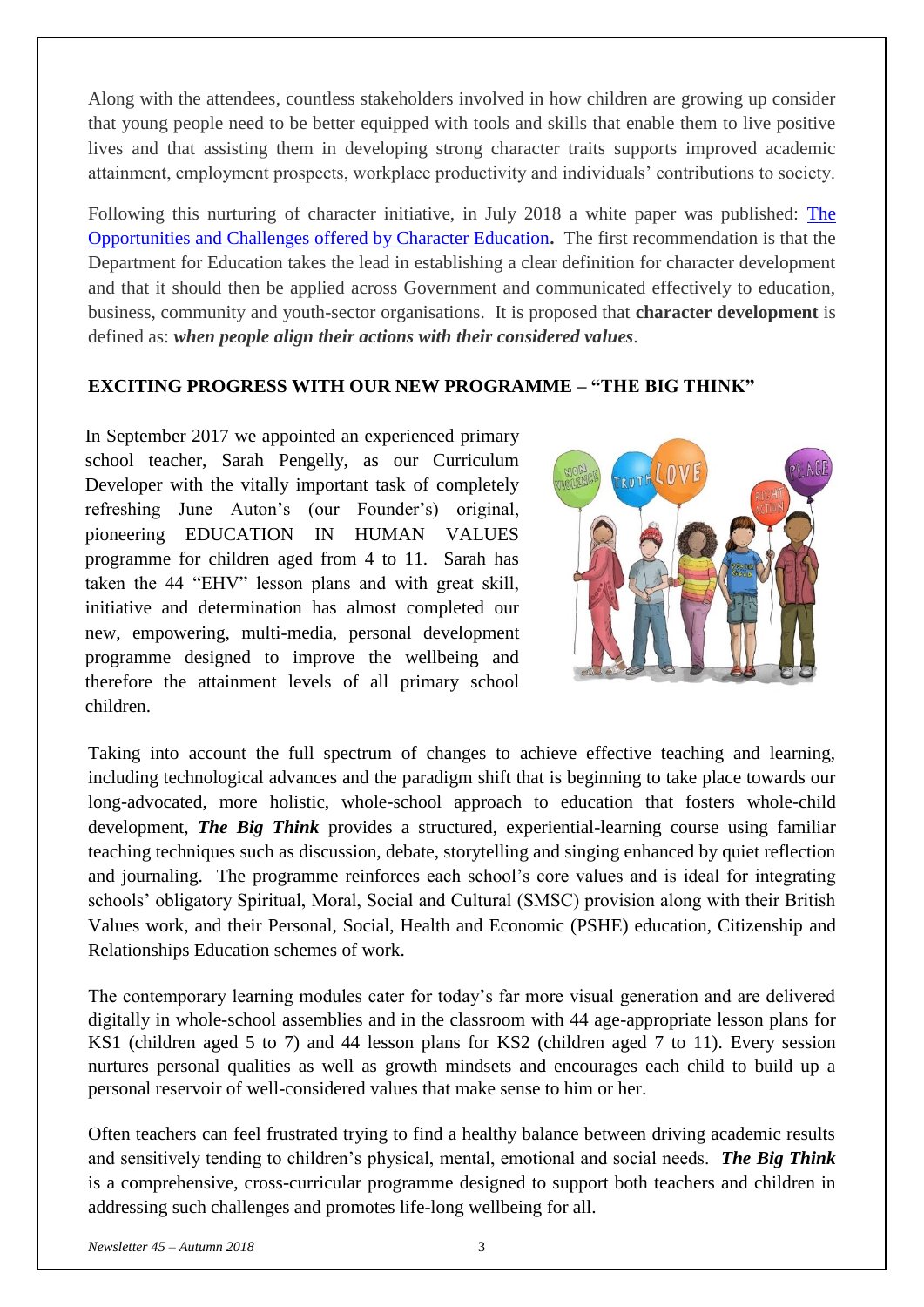Along with the attendees, countless stakeholders involved in how children are growing up consider that young people need to be better equipped with tools and skills that enable them to live positive lives and that assisting them in developing strong character traits supports improved academic attainment, employment prospects, workplace productivity and individuals' contributions to society.

Following this nurturing of character initiative, in July 2018 a white paper was published: The Opportunities and Challenges offered by Character Education**.** The first recommendation is that the Department for Education takes the lead in establishing a clear definition for character development and that it should then be applied across Government and communicated effectively to education, business, community and youth-sector organisations. It is proposed that **character development** is defined as: ***when people align their actions with their considered values***.

## EXCITING PROGRESS WITH OUR NEW PROGRAMME – "THE BIG THINK"

In September 2017 we appointed an experienced primary school teacher, Sarah Pengelly, as our Curriculum Developer with the vitally important task of completely refreshing June Auton's (our Founder's) original, pioneering EDUCATION IN HUMAN VALUES programme for children aged from 4 to 11. Sarah has taken the 44 "EHV" lesson plans and with great skill, initiative and determination has almost completed our new, empowering, multi-media, personal development programme designed to improve the wellbeing and therefore the attainment levels of all primary school children.

Taking into account the full spectrum of changes to achieve effective teaching and learning, including technological advances and the paradigm shift that is beginning to take place towards our long-advocated, more holistic, whole-school approach to education that fosters whole-child development, ***The Big Think*** provides a structured, experiential-learning course using familiar teaching techniques such as discussion, debate, storytelling and singing enhanced by quiet reflection and journaling. The programme reinforces each school's core values and is ideal for integrating schools' obligatory Spiritual, Moral, Social and Cultural (SMSC) provision along with their British Values work, and their Personal, Social, Health and Economic (PSHE) education, Citizenship and Relationships Education schemes of work.

The contemporary learning modules cater for today's far more visual generation and are delivered digitally in whole-school assemblies and in the classroom with 44 age-appropriate lesson plans for KS1 (children aged 5 to 7) and 44 lesson plans for KS2 (children aged 7 to 11). Every session nurtures personal qualities as well as growth mindsets and encourages each child to build up a personal reservoir of well-considered values that make sense to him or her.

Often teachers can feel frustrated trying to find a healthy balance between driving academic results and sensitively tending to children's physical, mental, emotional and social needs. ***The Big Think*** is a comprehensive, cross-curricular programme designed to support both teachers and children in addressing such challenges and promotes life-long wellbeing for all.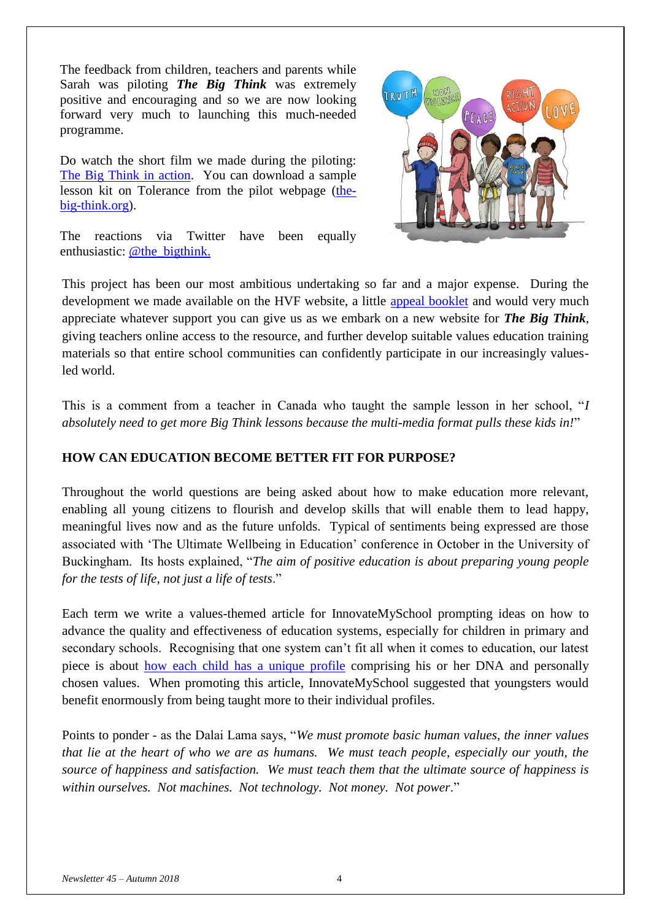The feedback from children, teachers and parents while Sarah was piloting ***The Big Think*** was extremely positive and encouraging and so we are now looking forward very much to launching this much-needed programme.

Do watch the short film we made during the piloting: [The Big Think in action](). You can download a sample lesson kit on Tolerance from the pilot webpage ([the-big-think.org]()).

The reactions via Twitter have been equally enthusiastic: [@the_bigthink.]()

This project has been our most ambitious undertaking so far and a major expense. During the development we made available on the HVF website, a little [appeal booklet]() and would very much appreciate whatever support you can give us as we embark on a new website for ***The Big Think***, giving teachers online access to the resource, and further develop suitable values education training materials so that entire school communities can confidently participate in our increasingly values-led world.

This is a comment from a teacher in Canada who taught the sample lesson in her school, "*I absolutely need to get more Big Think lessons because the multi-media format pulls these kids in!*"

## HOW CAN EDUCATION BECOME BETTER FIT FOR PURPOSE?

Throughout the world questions are being asked about how to make education more relevant, enabling all young citizens to flourish and develop skills that will enable them to lead happy, meaningful lives now and as the future unfolds. Typical of sentiments being expressed are those associated with 'The Ultimate Wellbeing in Education' conference in October in the University of Buckingham. Its hosts explained, "*The aim of positive education is about preparing young people for the tests of life, not just a life of tests*."

Each term we write a values-themed article for InnovateMySchool prompting ideas on how to advance the quality and effectiveness of education systems, especially for children in primary and secondary schools. Recognising that one system can't fit all when it comes to education, our latest piece is about [how each child has a unique profile]() comprising his or her DNA and personally chosen values. When promoting this article, InnovateMySchool suggested that youngsters would benefit enormously from being taught more to their individual profiles.

Points to ponder - as the Dalai Lama says, "*We must promote basic human values, the inner values that lie at the heart of who we are as humans. We must teach people, especially our youth, the source of happiness and satisfaction. We must teach them that the ultimate source of happiness is within ourselves. Not machines. Not technology. Not money. Not power*."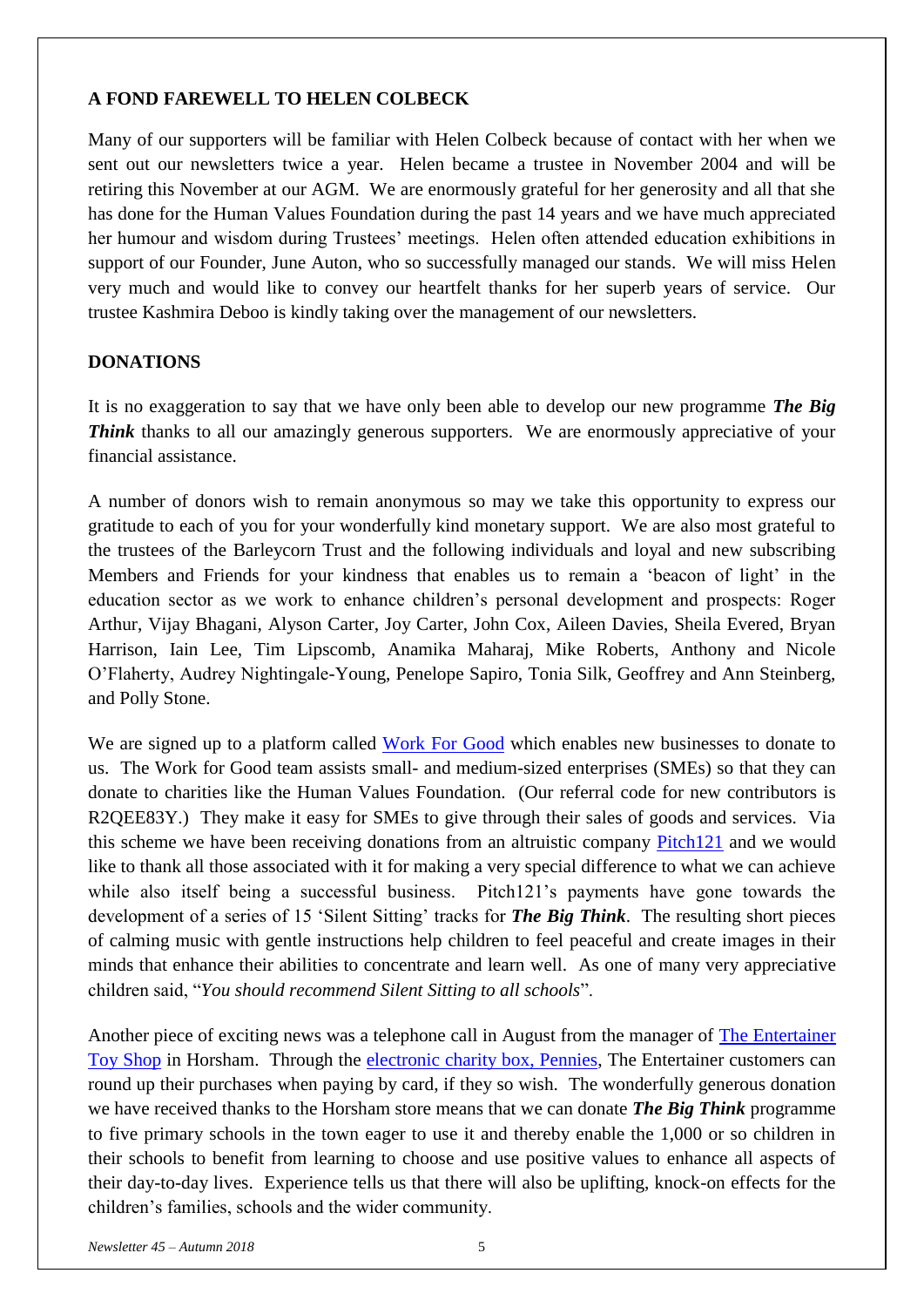## A FOND FAREWELL TO HELEN COLBECK

Many of our supporters will be familiar with Helen Colbeck because of contact with her when we sent out our newsletters twice a year. Helen became a trustee in November 2004 and will be retiring this November at our AGM. We are enormously grateful for her generosity and all that she has done for the Human Values Foundation during the past 14 years and we have much appreciated her humour and wisdom during Trustees' meetings. Helen often attended education exhibitions in support of our Founder, June Auton, who so successfully managed our stands. We will miss Helen very much and would like to convey our heartfelt thanks for her superb years of service. Our trustee Kashmira Deboo is kindly taking over the management of our newsletters.

## DONATIONS

It is no exaggeration to say that we have only been able to develop our new programme ***The Big Think*** thanks to all our amazingly generous supporters. We are enormously appreciative of your financial assistance.

A number of donors wish to remain anonymous so may we take this opportunity to express our gratitude to each of you for your wonderfully kind monetary support. We are also most grateful to the trustees of the Barleycorn Trust and the following individuals and loyal and new subscribing Members and Friends for your kindness that enables us to remain a 'beacon of light' in the education sector as we work to enhance children's personal development and prospects: Roger Arthur, Vijay Bhagani, Alyson Carter, Joy Carter, John Cox, Aileen Davies, Sheila Evered, Bryan Harrison, Iain Lee, Tim Lipscomb, Anamika Maharaj, Mike Roberts, Anthony and Nicole O'Flaherty, Audrey Nightingale-Young, Penelope Sapiro, Tonia Silk, Geoffrey and Ann Steinberg, and Polly Stone.

We are signed up to a platform called Work For Good which enables new businesses to donate to us. The Work for Good team assists small- and medium-sized enterprises (SMEs) so that they can donate to charities like the Human Values Foundation. (Our referral code for new contributors is R2QEE83Y.) They make it easy for SMEs to give through their sales of goods and services. Via this scheme we have been receiving donations from an altruistic company Pitch121 and we would like to thank all those associated with it for making a very special difference to what we can achieve while also itself being a successful business. Pitch121's payments have gone towards the development of a series of 15 'Silent Sitting' tracks for ***The Big Think***. The resulting short pieces of calming music with gentle instructions help children to feel peaceful and create images in their minds that enhance their abilities to concentrate and learn well. As one of many very appreciative children said, "*You should recommend Silent Sitting to all schools*".

Another piece of exciting news was a telephone call in August from the manager of The Entertainer Toy Shop in Horsham. Through the electronic charity box, Pennies, The Entertainer customers can round up their purchases when paying by card, if they so wish. The wonderfully generous donation we have received thanks to the Horsham store means that we can donate ***The Big Think*** programme to five primary schools in the town eager to use it and thereby enable the 1,000 or so children in their schools to benefit from learning to choose and use positive values to enhance all aspects of their day-to-day lives. Experience tells us that there will also be uplifting, knock-on effects for the children's families, schools and the wider community.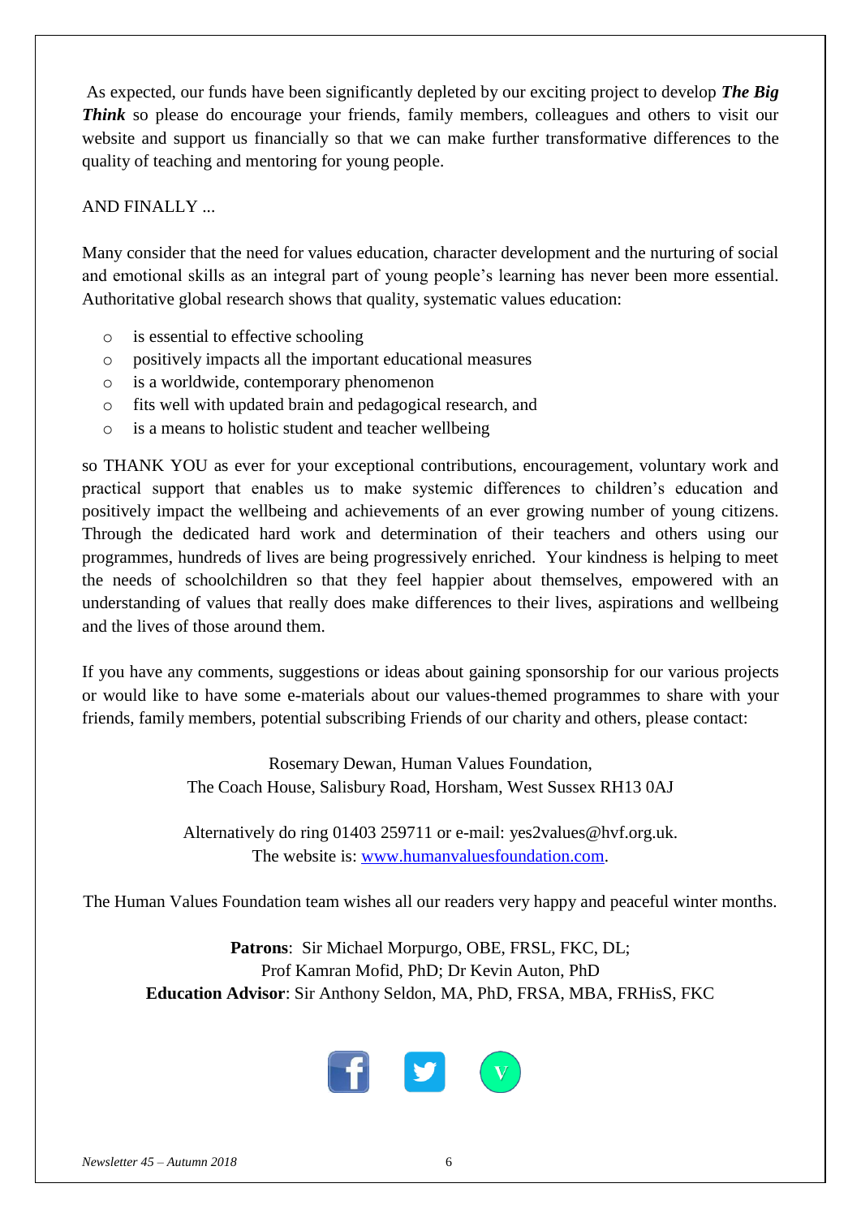As expected, our funds have been significantly depleted by our exciting project to develop ***The Big Think*** so please do encourage your friends, family members, colleagues and others to visit our website and support us financially so that we can make further transformative differences to the quality of teaching and mentoring for young people.

AND FINALLY ...

Many consider that the need for values education, character development and the nurturing of social and emotional skills as an integral part of young people's learning has never been more essential. Authoritative global research shows that quality, systematic values education:

- is essential to effective schooling
- positively impacts all the important educational measures
- is a worldwide, contemporary phenomenon
- fits well with updated brain and pedagogical research, and
- is a means to holistic student and teacher wellbeing

so THANK YOU as ever for your exceptional contributions, encouragement, voluntary work and practical support that enables us to make systemic differences to children's education and positively impact the wellbeing and achievements of an ever growing number of young citizens. Through the dedicated hard work and determination of their teachers and others using our programmes, hundreds of lives are being progressively enriched. Your kindness is helping to meet the needs of schoolchildren so that they feel happier about themselves, empowered with an understanding of values that really does make differences to their lives, aspirations and wellbeing and the lives of those around them.

If you have any comments, suggestions or ideas about gaining sponsorship for our various projects or would like to have some e-materials about our values-themed programmes to share with your friends, family members, potential subscribing Friends of our charity and others, please contact:

Rosemary Dewan, Human Values Foundation,
The Coach House, Salisbury Road, Horsham, West Sussex RH13 0AJ

Alternatively do ring 01403 259711 or e-mail: yes2values@hvf.org.uk.
The website is: [www.humanvaluesfoundation.com](http://www.humanvaluesfoundation.com).

The Human Values Foundation team wishes all our readers very happy and peaceful winter months.

**Patrons**: Sir Michael Morpurgo, OBE, FRSL, FKC, DL;
Prof Kamran Mofid, PhD; Dr Kevin Auton, PhD
**Education Advisor**: Sir Anthony Seldon, MA, PhD, FRSA, MBA, FRHisS, FKC

*Newsletter 45 – Autumn 2018*